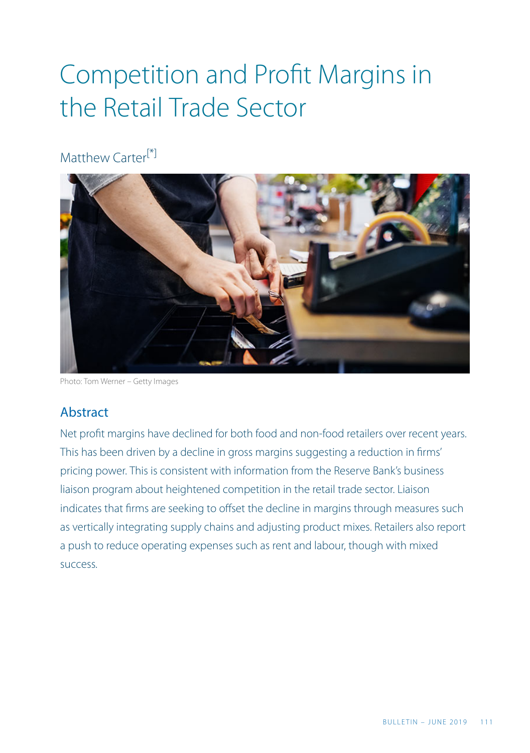# Competition and Profit Margins in the Retail Trade Sector

Matthew Carter[*]

Photo: Tom Werner – Getty Images

## Abstract

Net profit margins have declined for both food and non-food retailers over recent years. This has been driven by a decline in gross margins suggesting a reduction in firms' pricing power. This is consistent with information from the Reserve Bank's business liaison program about heightened competition in the retail trade sector. Liaison indicates that firms are seeking to offset the decline in margins through measures such as vertically integrating supply chains and adjusting product mixes. Retailers also report a push to reduce operating expenses such as rent and labour, though with mixed success.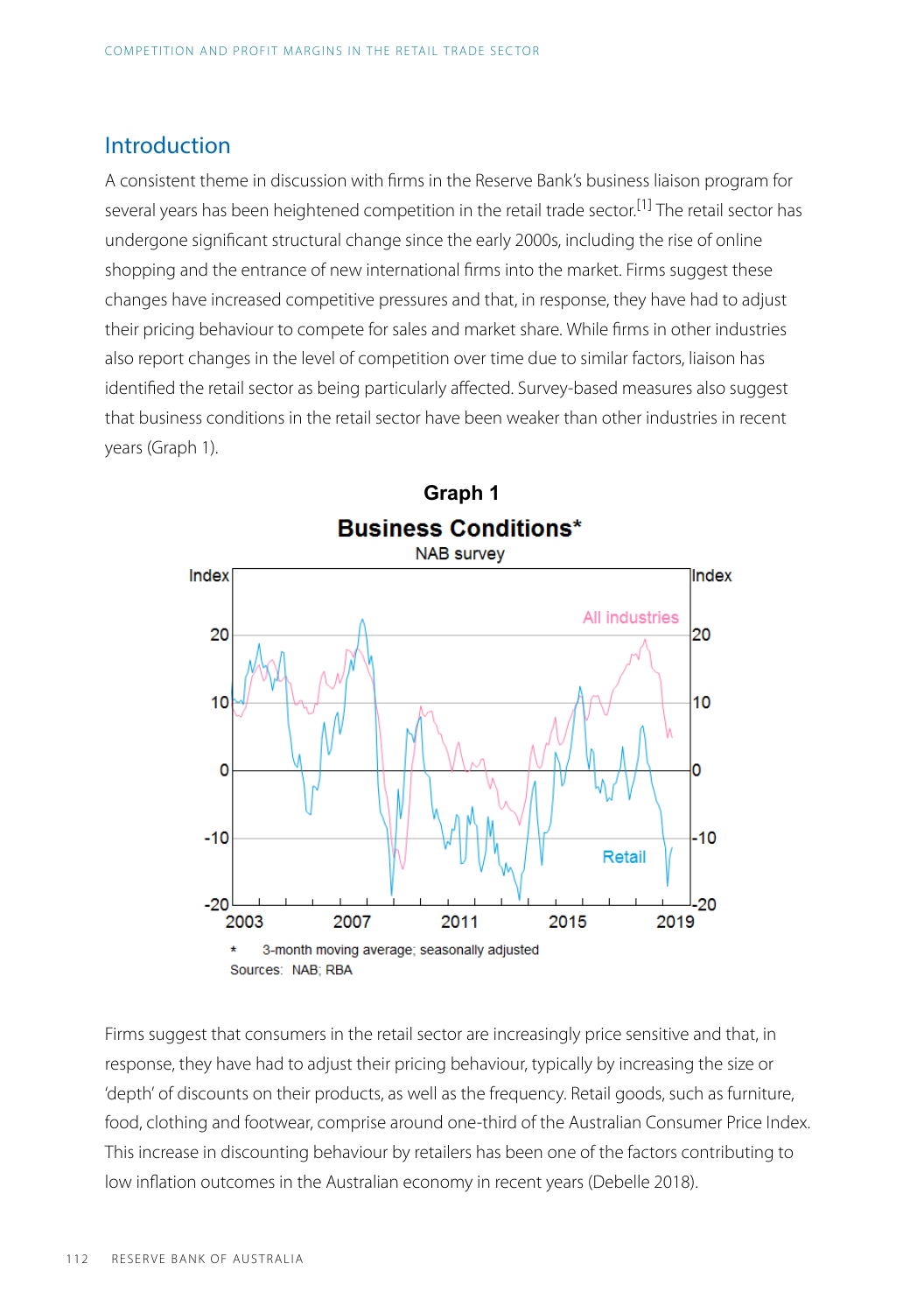## Introduction

A consistent theme in discussion with firms in the Reserve Bank's business liaison program for several years has been heightened competition in the retail trade sector.[1] The retail sector has undergone significant structural change since the early 2000s, including the rise of online shopping and the entrance of new international firms into the market. Firms suggest these changes have increased competitive pressures and that, in response, they have had to adjust their pricing behaviour to compete for sales and market share. While firms in other industries also report changes in the level of competition over time due to similar factors, liaison has identified the retail sector as being particularly affected. Survey-based measures also suggest that business conditions in the retail sector have been weaker than other industries in recent years (Graph 1).

**Graph 1**

**Business Conditions***

NAB survey

\* 3-month moving average; seasonally adjusted

Sources: NAB; RBA

Firms suggest that consumers in the retail sector are increasingly price sensitive and that, in response, they have had to adjust their pricing behaviour, typically by increasing the size or 'depth' of discounts on their products, as well as the frequency. Retail goods, such as furniture, food, clothing and footwear, comprise around one-third of the Australian Consumer Price Index. This increase in discounting behaviour by retailers has been one of the factors contributing to low inflation outcomes in the Australian economy in recent years (Debelle 2018).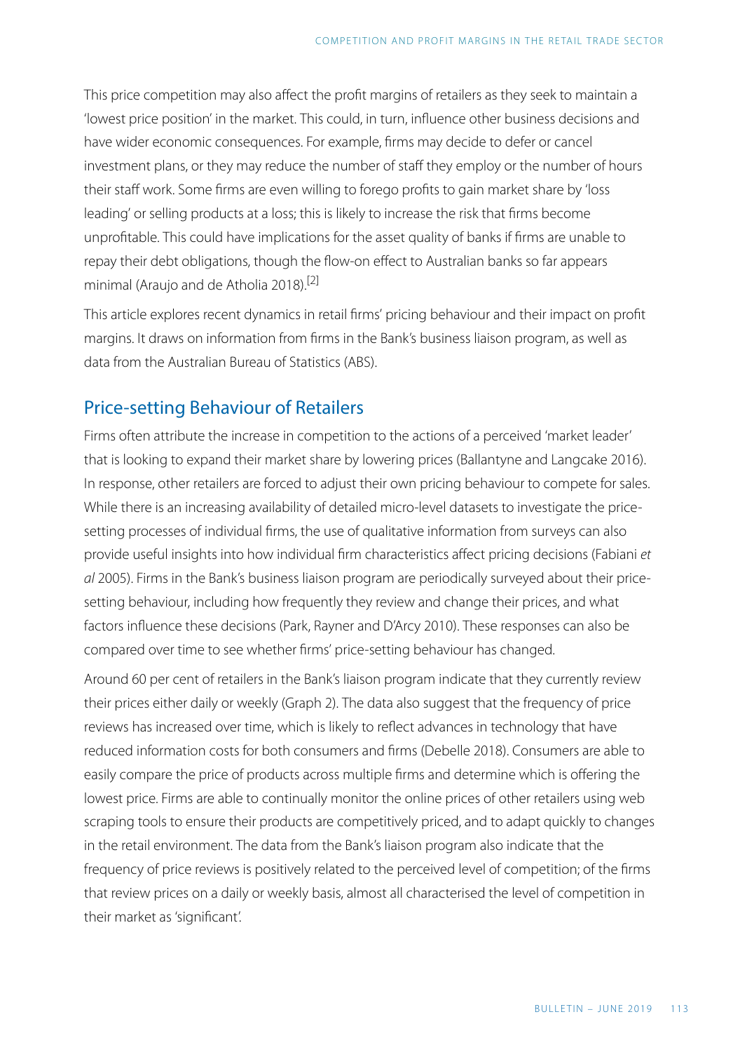This price competition may also affect the profit margins of retailers as they seek to maintain a 'lowest price position' in the market. This could, in turn, influence other business decisions and have wider economic consequences. For example, firms may decide to defer or cancel investment plans, or they may reduce the number of staff they employ or the number of hours their staff work. Some firms are even willing to forego profits to gain market share by 'loss leading' or selling products at a loss; this is likely to increase the risk that firms become unprofitable. This could have implications for the asset quality of banks if firms are unable to repay their debt obligations, though the flow-on effect to Australian banks so far appears minimal (Araujo and de Atholia 2018).[2]

This article explores recent dynamics in retail firms' pricing behaviour and their impact on profit margins. It draws on information from firms in the Bank's business liaison program, as well as data from the Australian Bureau of Statistics (ABS).

## Price-setting Behaviour of Retailers

Firms often attribute the increase in competition to the actions of a perceived 'market leader' that is looking to expand their market share by lowering prices (Ballantyne and Langcake 2016). In response, other retailers are forced to adjust their own pricing behaviour to compete for sales. While there is an increasing availability of detailed micro-level datasets to investigate the price-setting processes of individual firms, the use of qualitative information from surveys can also provide useful insights into how individual firm characteristics affect pricing decisions (Fabiani *et al* 2005). Firms in the Bank's business liaison program are periodically surveyed about their price-setting behaviour, including how frequently they review and change their prices, and what factors influence these decisions (Park, Rayner and D'Arcy 2010). These responses can also be compared over time to see whether firms' price-setting behaviour has changed.

Around 60 per cent of retailers in the Bank's liaison program indicate that they currently review their prices either daily or weekly (Graph 2). The data also suggest that the frequency of price reviews has increased over time, which is likely to reflect advances in technology that have reduced information costs for both consumers and firms (Debelle 2018). Consumers are able to easily compare the price of products across multiple firms and determine which is offering the lowest price. Firms are able to continually monitor the online prices of other retailers using web scraping tools to ensure their products are competitively priced, and to adapt quickly to changes in the retail environment. The data from the Bank's liaison program also indicate that the frequency of price reviews is positively related to the perceived level of competition; of the firms that review prices on a daily or weekly basis, almost all characterised the level of competition in their market as 'significant'.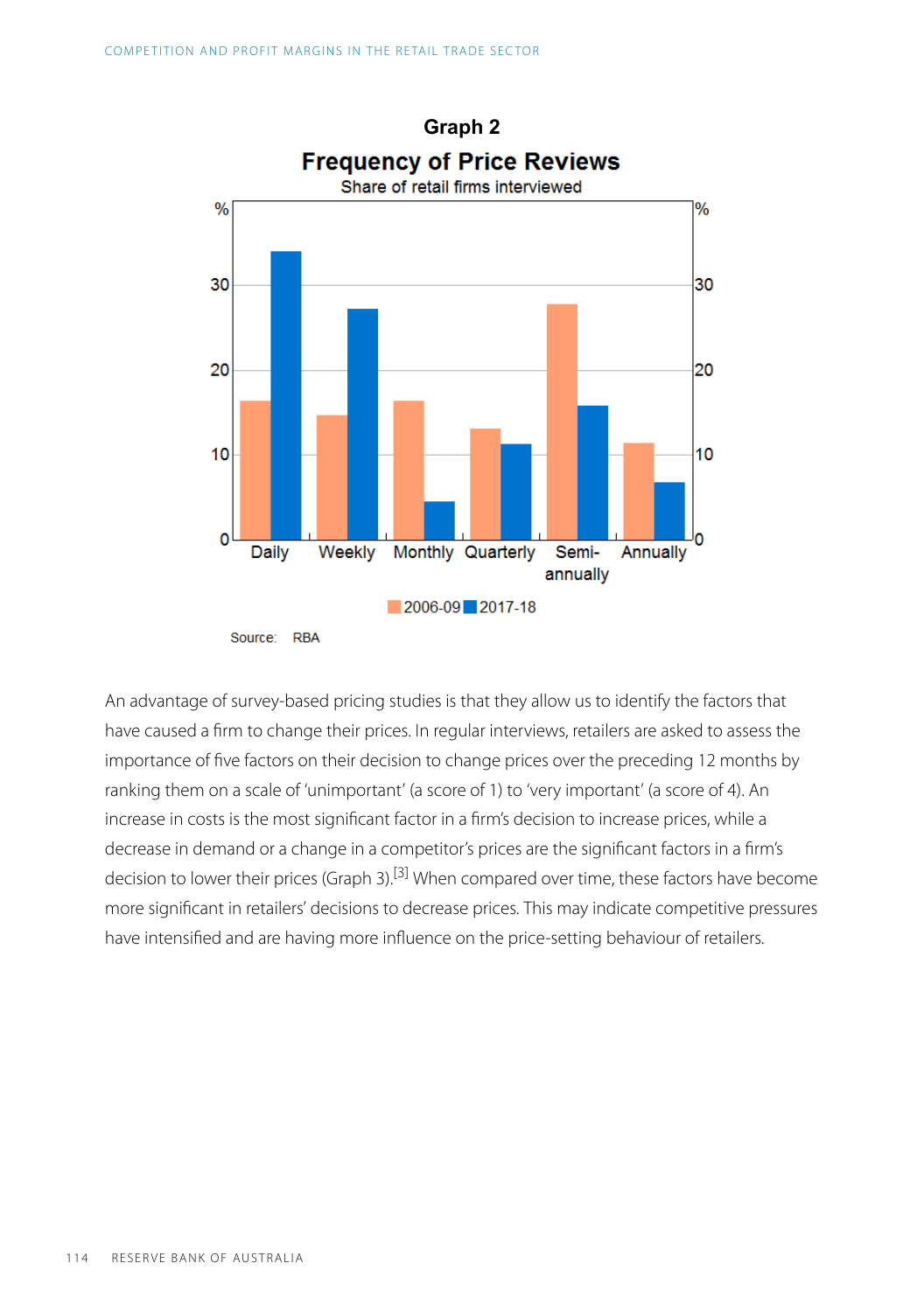Graph 2

**Frequency of Price Reviews**

Share of retail firms interviewed

Source: RBA

An advantage of survey-based pricing studies is that they allow us to identify the factors that have caused a firm to change their prices. In regular interviews, retailers are asked to assess the importance of five factors on their decision to change prices over the preceding 12 months by ranking them on a scale of 'unimportant' (a score of 1) to 'very important' (a score of 4). An increase in costs is the most significant factor in a firm's decision to increase prices, while a decrease in demand or a change in a competitor's prices are the significant factors in a firm's decision to lower their prices (Graph 3).[3] When compared over time, these factors have become more significant in retailers' decisions to decrease prices. This may indicate competitive pressures have intensified and are having more influence on the price-setting behaviour of retailers.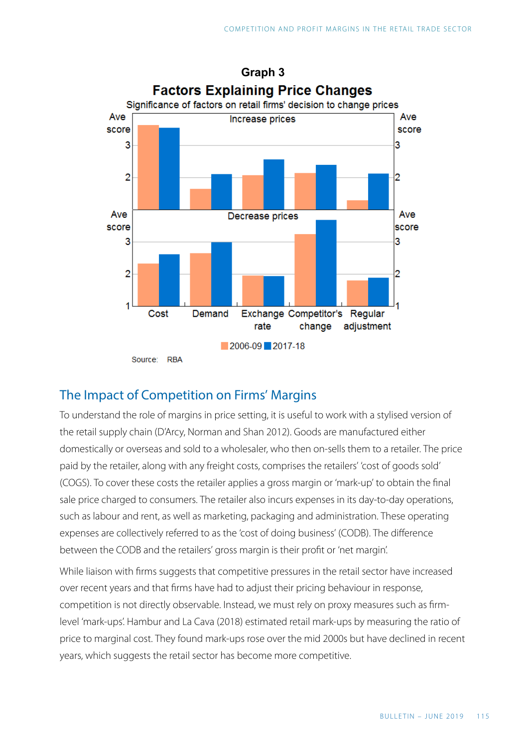**Graph 3**

**Factors Explaining Price Changes**

Significance of factors on retail firms' decision to change prices

Source: RBA

## The Impact of Competition on Firms' Margins

To understand the role of margins in price setting, it is useful to work with a stylised version of the retail supply chain (D'Arcy, Norman and Shan 2012). Goods are manufactured either domestically or overseas and sold to a wholesaler, who then on-sells them to a retailer. The price paid by the retailer, along with any freight costs, comprises the retailers' 'cost of goods sold' (COGS). To cover these costs the retailer applies a gross margin or 'mark-up' to obtain the final sale price charged to consumers. The retailer also incurs expenses in its day-to-day operations, such as labour and rent, as well as marketing, packaging and administration. These operating expenses are collectively referred to as the 'cost of doing business' (CODB). The difference between the CODB and the retailers' gross margin is their profit or 'net margin'.

While liaison with firms suggests that competitive pressures in the retail sector have increased over recent years and that firms have had to adjust their pricing behaviour in response, competition is not directly observable. Instead, we must rely on proxy measures such as firm-level 'mark-ups'. Hambur and La Cava (2018) estimated retail mark-ups by measuring the ratio of price to marginal cost. They found mark-ups rose over the mid 2000s but have declined in recent years, which suggests the retail sector has become more competitive.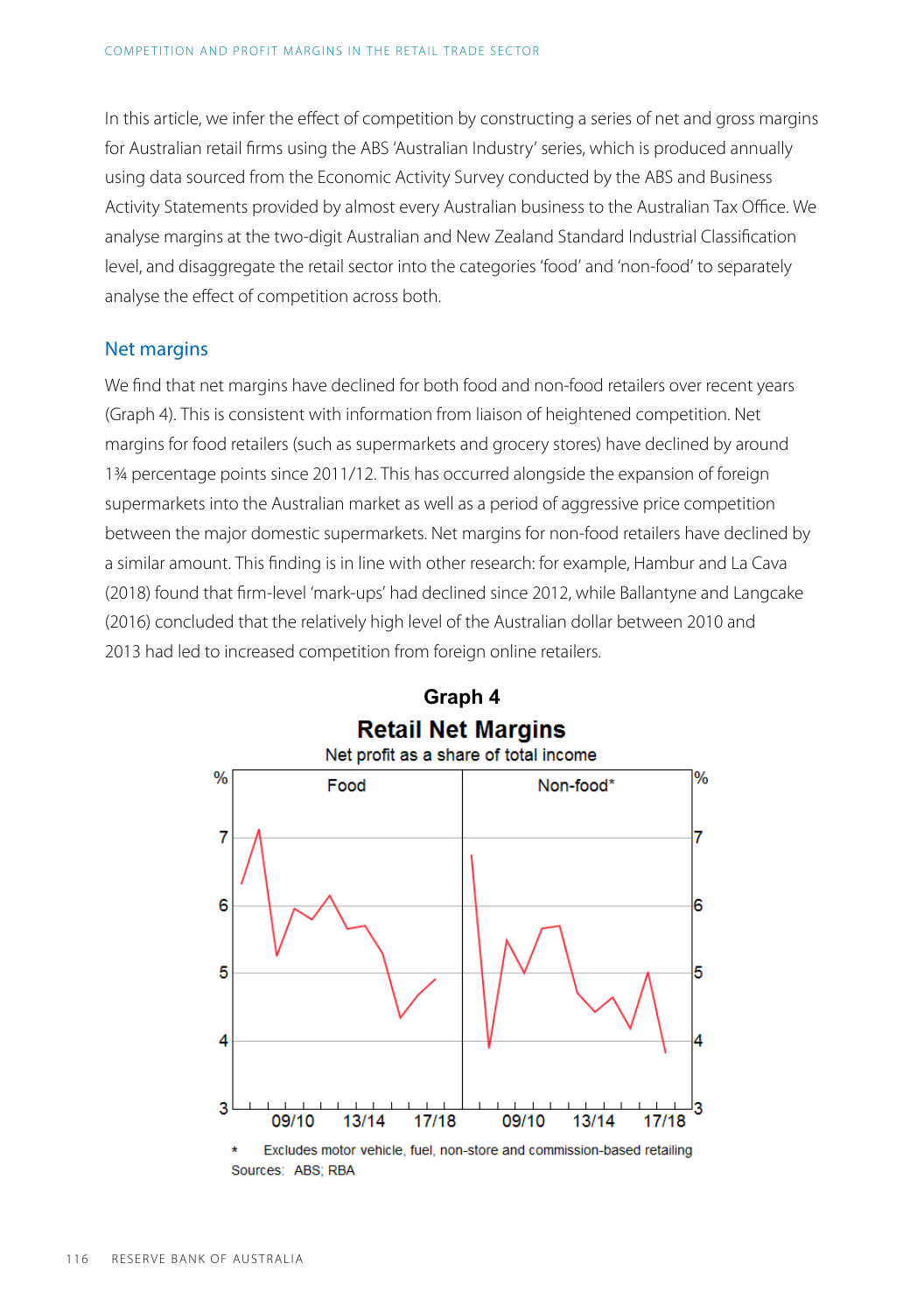In this article, we infer the effect of competition by constructing a series of net and gross margins for Australian retail firms using the ABS 'Australian Industry' series, which is produced annually using data sourced from the Economic Activity Survey conducted by the ABS and Business Activity Statements provided by almost every Australian business to the Australian Tax Office. We analyse margins at the two-digit Australian and New Zealand Standard Industrial Classification level, and disaggregate the retail sector into the categories 'food' and 'non-food' to separately analyse the effect of competition across both.

## Net margins

We find that net margins have declined for both food and non-food retailers over recent years (Graph 4). This is consistent with information from liaison of heightened competition. Net margins for food retailers (such as supermarkets and grocery stores) have declined by around 1¾ percentage points since 2011/12. This has occurred alongside the expansion of foreign supermarkets into the Australian market as well as a period of aggressive price competition between the major domestic supermarkets. Net margins for non-food retailers have declined by a similar amount. This finding is in line with other research: for example, Hambur and La Cava (2018) found that firm-level 'mark-ups' had declined since 2012, while Ballantyne and Langcake (2016) concluded that the relatively high level of the Australian dollar between 2010 and 2013 had led to increased competition from foreign online retailers.

**Graph 4**

**Retail Net Margins**

Net profit as a share of total income

\* Excludes motor vehicle, fuel, non-store and commission-based retailing

Sources: ABS; RBA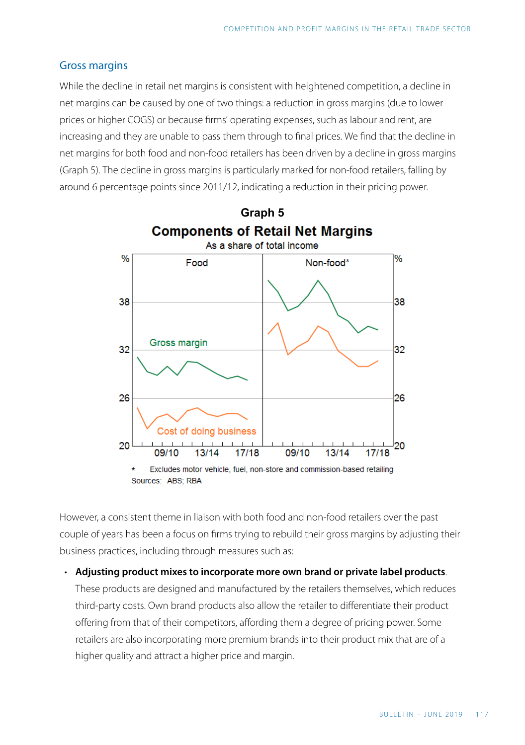## Gross margins

While the decline in retail net margins is consistent with heightened competition, a decline in net margins can be caused by one of two things: a reduction in gross margins (due to lower prices or higher COGS) or because firms' operating expenses, such as labour and rent, are increasing and they are unable to pass them through to final prices. We find that the decline in net margins for both food and non-food retailers has been driven by a decline in gross margins (Graph 5). The decline in gross margins is particularly marked for non-food retailers, falling by around 6 percentage points since 2011/12, indicating a reduction in their pricing power.

**Graph 5**

**Components of Retail Net Margins**

As a share of total income

\* Excludes motor vehicle, fuel, non-store and commission-based retailing

Sources: ABS; RBA

However, a consistent theme in liaison with both food and non-food retailers over the past couple of years has been a focus on firms trying to rebuild their gross margins by adjusting their business practices, including through measures such as:

- **Adjusting product mixes to incorporate more own brand or private label products**. These products are designed and manufactured by the retailers themselves, which reduces third-party costs. Own brand products also allow the retailer to differentiate their product offering from that of their competitors, affording them a degree of pricing power. Some retailers are also incorporating more premium brands into their product mix that are of a higher quality and attract a higher price and margin.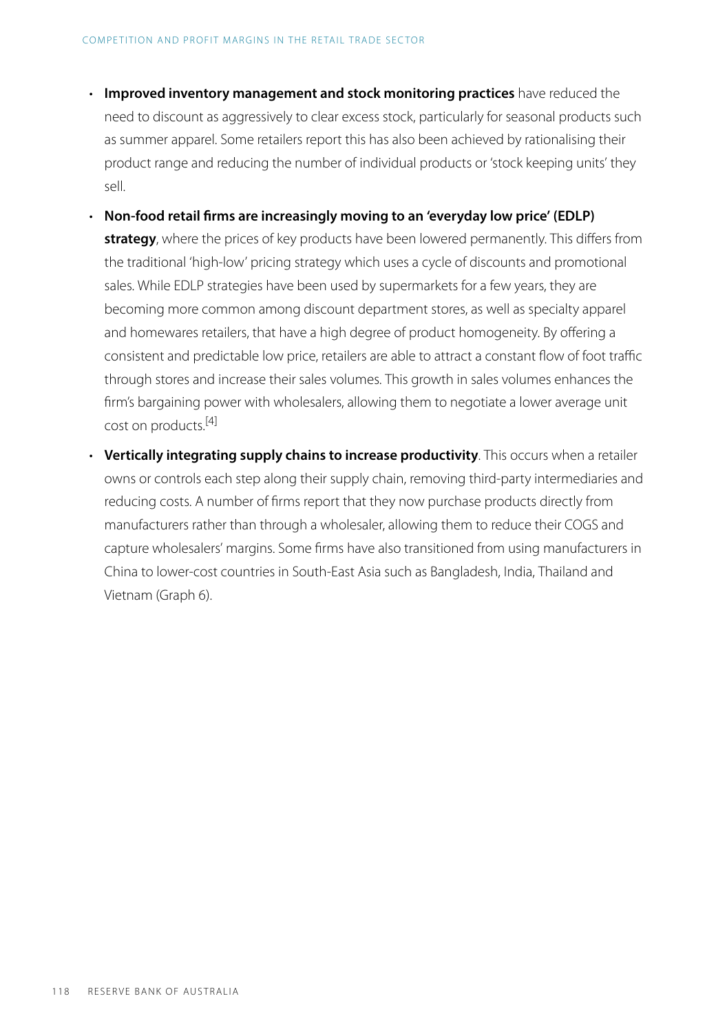- **Improved inventory management and stock monitoring practices** have reduced the need to discount as aggressively to clear excess stock, particularly for seasonal products such as summer apparel. Some retailers report this has also been achieved by rationalising their product range and reducing the number of individual products or 'stock keeping units' they sell.
- **Non-food retail firms are increasingly moving to an 'everyday low price' (EDLP) strategy**, where the prices of key products have been lowered permanently. This differs from the traditional 'high-low' pricing strategy which uses a cycle of discounts and promotional sales. While EDLP strategies have been used by supermarkets for a few years, they are becoming more common among discount department stores, as well as specialty apparel and homewares retailers, that have a high degree of product homogeneity. By offering a consistent and predictable low price, retailers are able to attract a constant flow of foot traffic through stores and increase their sales volumes. This growth in sales volumes enhances the firm's bargaining power with wholesalers, allowing them to negotiate a lower average unit cost on products.[4]
- **Vertically integrating supply chains to increase productivity**. This occurs when a retailer owns or controls each step along their supply chain, removing third-party intermediaries and reducing costs. A number of firms report that they now purchase products directly from manufacturers rather than through a wholesaler, allowing them to reduce their COGS and capture wholesalers' margins. Some firms have also transitioned from using manufacturers in China to lower-cost countries in South-East Asia such as Bangladesh, India, Thailand and Vietnam (Graph 6).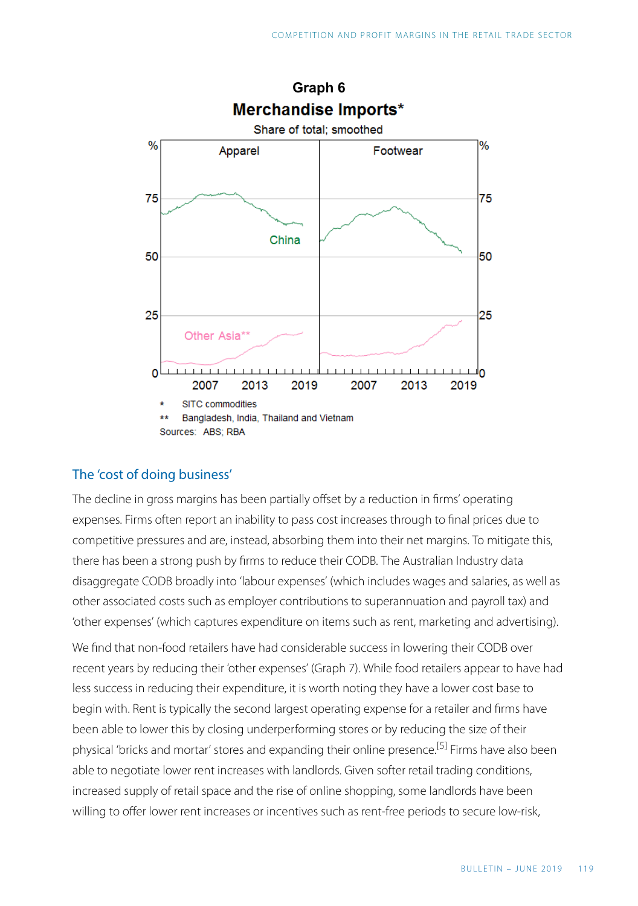**Graph 6**

**Merchandise Imports***

Share of total; smoothed

\* SITC commodities

\*\* Bangladesh, India, Thailand and Vietnam

Sources: ABS; RBA

## The 'cost of doing business'

The decline in gross margins has been partially offset by a reduction in firms' operating expenses. Firms often report an inability to pass cost increases through to final prices due to competitive pressures and are, instead, absorbing them into their net margins. To mitigate this, there has been a strong push by firms to reduce their CODB. The Australian Industry data disaggregate CODB broadly into 'labour expenses' (which includes wages and salaries, as well as other associated costs such as employer contributions to superannuation and payroll tax) and 'other expenses' (which captures expenditure on items such as rent, marketing and advertising).

We find that non-food retailers have had considerable success in lowering their CODB over recent years by reducing their 'other expenses' (Graph 7). While food retailers appear to have had less success in reducing their expenditure, it is worth noting they have a lower cost base to begin with. Rent is typically the second largest operating expense for a retailer and firms have been able to lower this by closing underperforming stores or by reducing the size of their physical 'bricks and mortar' stores and expanding their online presence.[5] Firms have also been able to negotiate lower rent increases with landlords. Given softer retail trading conditions, increased supply of retail space and the rise of online shopping, some landlords have been willing to offer lower rent increases or incentives such as rent-free periods to secure low-risk,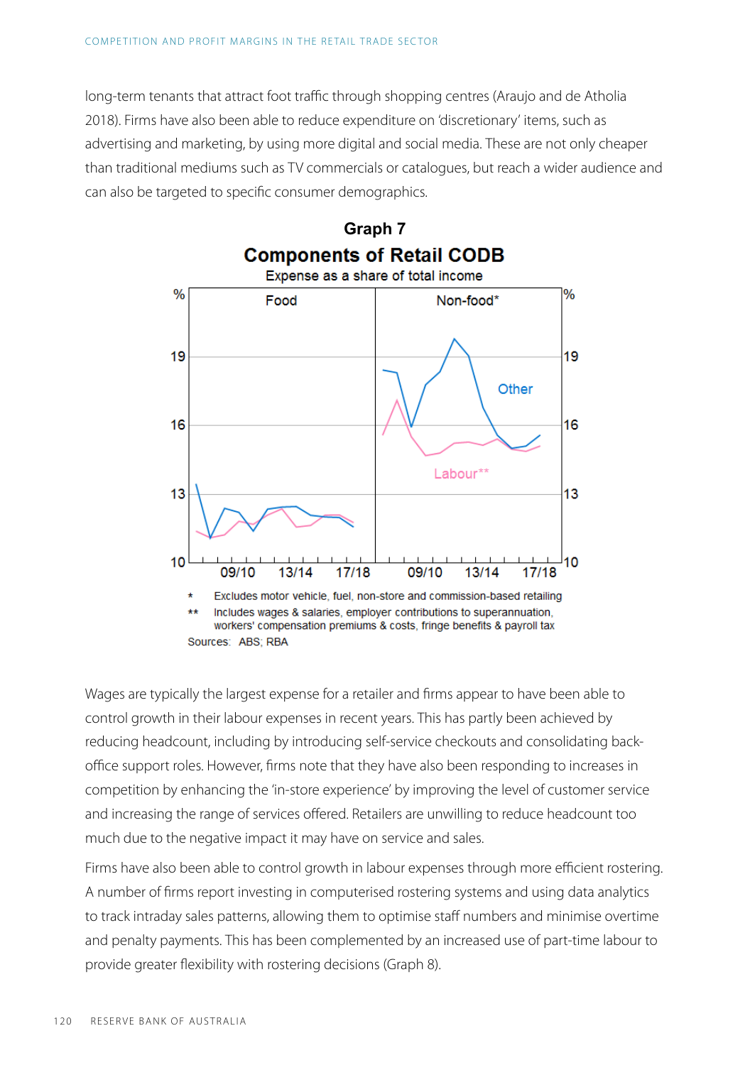long-term tenants that attract foot traffic through shopping centres (Araujo and de Atholia 2018). Firms have also been able to reduce expenditure on 'discretionary' items, such as advertising and marketing, by using more digital and social media. These are not only cheaper than traditional mediums such as TV commercials or catalogues, but reach a wider audience and can also be targeted to specific consumer demographics.

**Graph 7**

**Components of Retail CODB**

Expense as a share of total income

\* Excludes motor vehicle, fuel, non-store and commission-based retailing

\*\* Includes wages & salaries, employer contributions to superannuation, workers' compensation premiums & costs, fringe benefits & payroll tax

Sources: ABS; RBA

Wages are typically the largest expense for a retailer and firms appear to have been able to control growth in their labour expenses in recent years. This has partly been achieved by reducing headcount, including by introducing self-service checkouts and consolidating back-office support roles. However, firms note that they have also been responding to increases in competition by enhancing the 'in-store experience' by improving the level of customer service and increasing the range of services offered. Retailers are unwilling to reduce headcount too much due to the negative impact it may have on service and sales.

Firms have also been able to control growth in labour expenses through more efficient rostering. A number of firms report investing in computerised rostering systems and using data analytics to track intraday sales patterns, allowing them to optimise staff numbers and minimise overtime and penalty payments. This has been complemented by an increased use of part-time labour to provide greater flexibility with rostering decisions (Graph 8).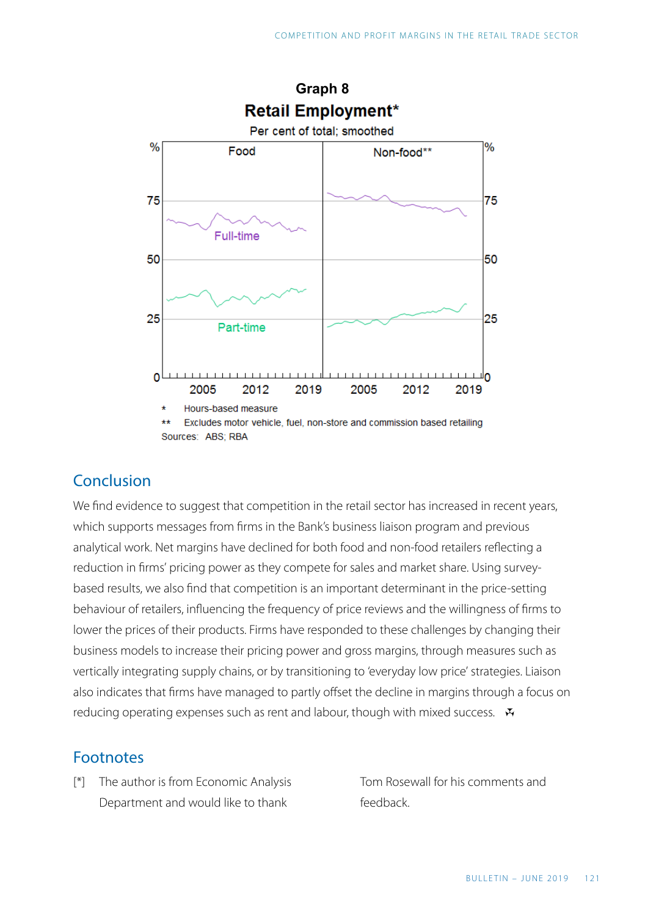**Graph 8**

**Retail Employment***

Per cent of total; smoothed

\* Hours-based measure

\*\* Excludes motor vehicle, fuel, non-store and commission based retailing

Sources: ABS; RBA

## Conclusion

We find evidence to suggest that competition in the retail sector has increased in recent years, which supports messages from firms in the Bank's business liaison program and previous analytical work. Net margins have declined for both food and non-food retailers reflecting a reduction in firms' pricing power as they compete for sales and market share. Using survey-based results, we also find that competition is an important determinant in the price-setting behaviour of retailers, influencing the frequency of price reviews and the willingness of firms to lower the prices of their products. Firms have responded to these challenges by changing their business models to increase their pricing power and gross margins, through measures such as vertically integrating supply chains, or by transitioning to 'everyday low price' strategies. Liaison also indicates that firms have managed to partly offset the decline in margins through a focus on reducing operating expenses such as rent and labour, though with mixed success.

## Footnotes

[*] The author is from Economic Analysis Department and would like to thank Tom Rosewall for his comments and feedback.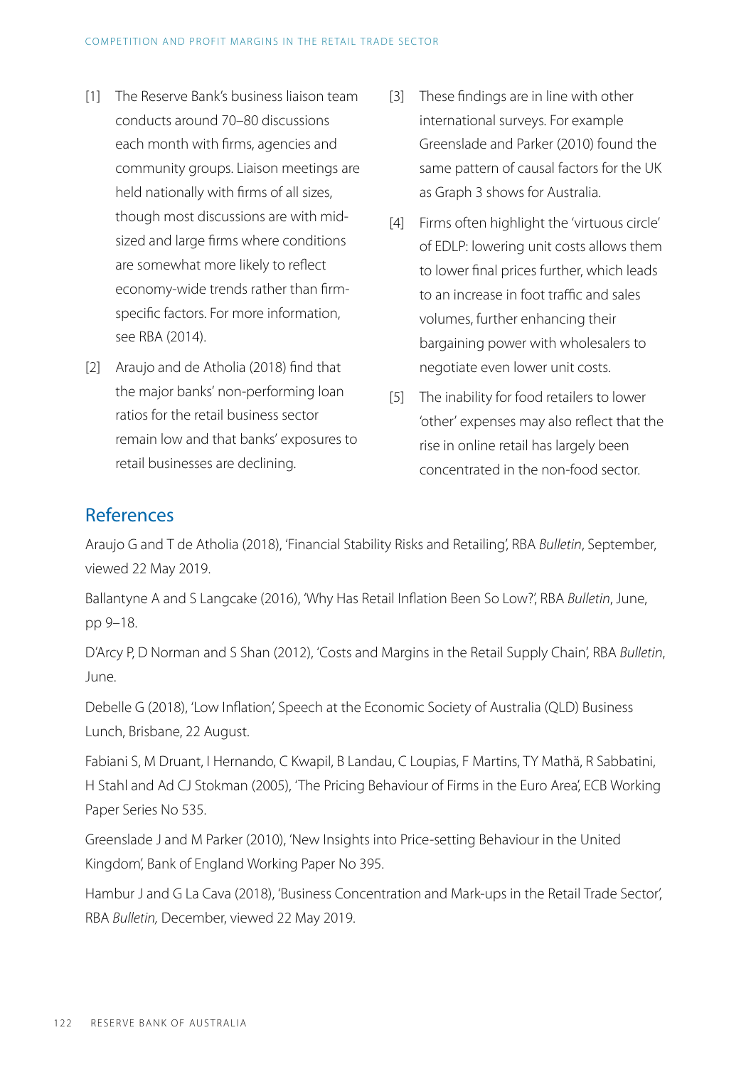[1] The Reserve Bank's business liaison team conducts around 70–80 discussions each month with firms, agencies and community groups. Liaison meetings are held nationally with firms of all sizes, though most discussions are with mid-sized and large firms where conditions are somewhat more likely to reflect economy-wide trends rather than firm-specific factors. For more information, see RBA (2014).

[2] Araujo and de Atholia (2018) find that the major banks' non-performing loan ratios for the retail business sector remain low and that banks' exposures to retail businesses are declining.

[3] These findings are in line with other international surveys. For example Greenslade and Parker (2010) found the same pattern of causal factors for the UK as Graph 3 shows for Australia.

[4] Firms often highlight the 'virtuous circle' of EDLP: lowering unit costs allows them to lower final prices further, which leads to an increase in foot traffic and sales volumes, further enhancing their bargaining power with wholesalers to negotiate even lower unit costs.

[5] The inability for food retailers to lower 'other' expenses may also reflect that the rise in online retail has largely been concentrated in the non-food sector.

## References

Araujo G and T de Atholia (2018), 'Financial Stability Risks and Retailing', RBA *Bulletin*, September, viewed 22 May 2019.

Ballantyne A and S Langcake (2016), 'Why Has Retail Inflation Been So Low?', RBA *Bulletin*, June, pp 9–18.

D'Arcy P, D Norman and S Shan (2012), 'Costs and Margins in the Retail Supply Chain', RBA *Bulletin*, June.

Debelle G (2018), 'Low Inflation', Speech at the Economic Society of Australia (QLD) Business Lunch, Brisbane, 22 August.

Fabiani S, M Druant, I Hernando, C Kwapil, B Landau, C Loupias, F Martins, TY Mathä, R Sabbatini, H Stahl and Ad CJ Stokman (2005), 'The Pricing Behaviour of Firms in the Euro Area', ECB Working Paper Series No 535.

Greenslade J and M Parker (2010), 'New Insights into Price-setting Behaviour in the United Kingdom', Bank of England Working Paper No 395.

Hambur J and G La Cava (2018), 'Business Concentration and Mark-ups in the Retail Trade Sector', RBA *Bulletin,* December, viewed 22 May 2019.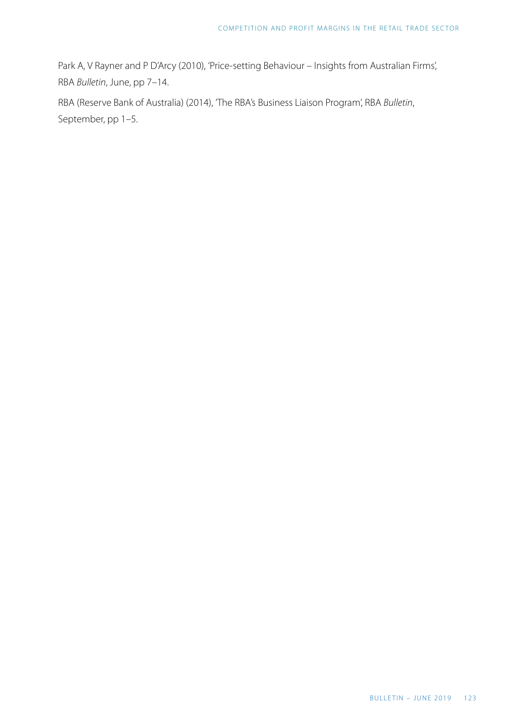Park A, V Rayner and P D'Arcy (2010), 'Price-setting Behaviour – Insights from Australian Firms', RBA *Bulletin*, June, pp 7–14.

RBA (Reserve Bank of Australia) (2014), 'The RBA's Business Liaison Program', RBA *Bulletin*, September, pp 1–5.